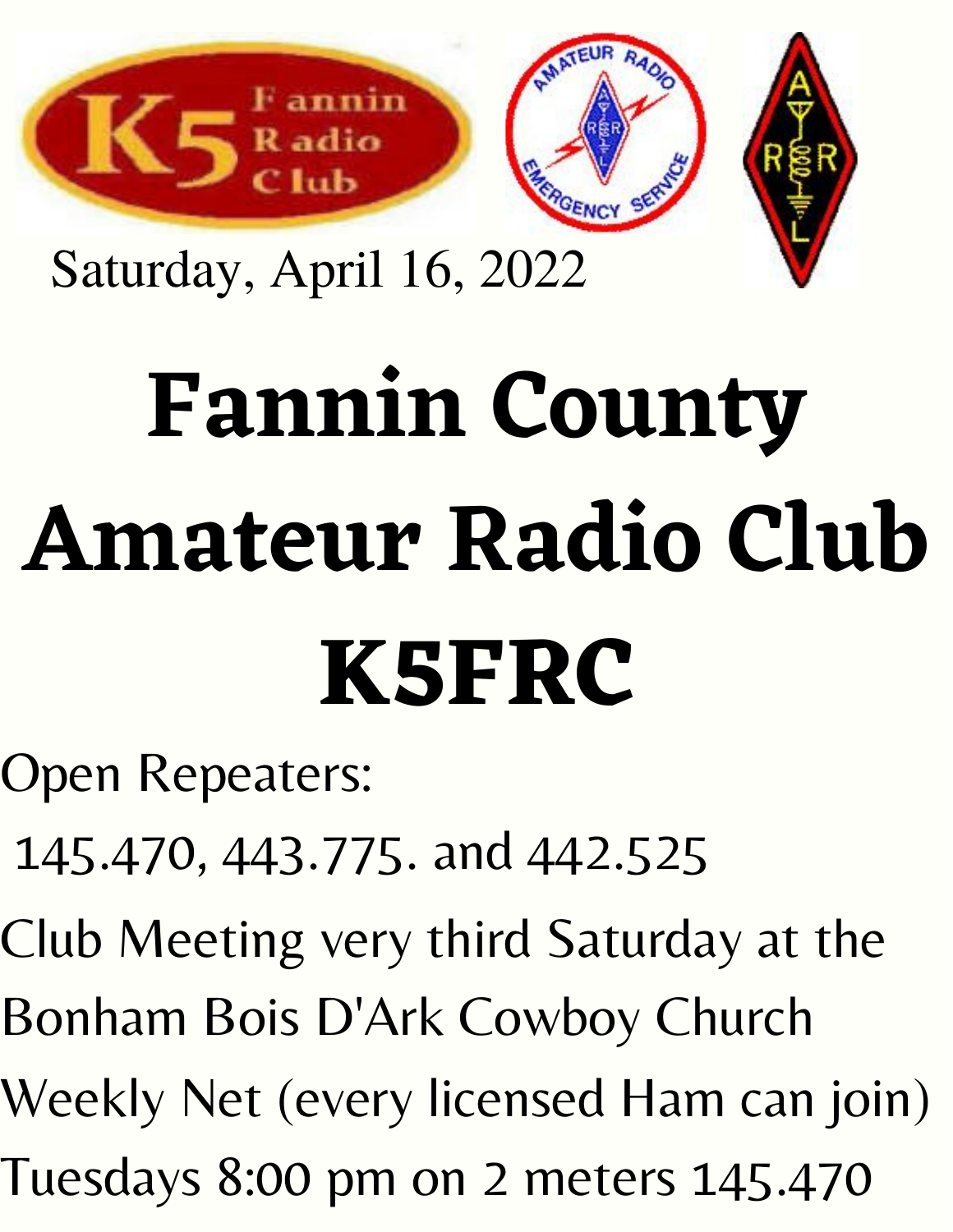Saturday, April 16, 2022

# Fannin County Amateur Radio Club K5FRC

Open Repeaters:

145.470, 443.775. and 442.525

Club Meeting very third Saturday at the Bonham Bois D'Ark Cowboy Church

Weekly Net (every licensed Ham can join)

Tuesdays 8:00 pm on 2 meters 145.470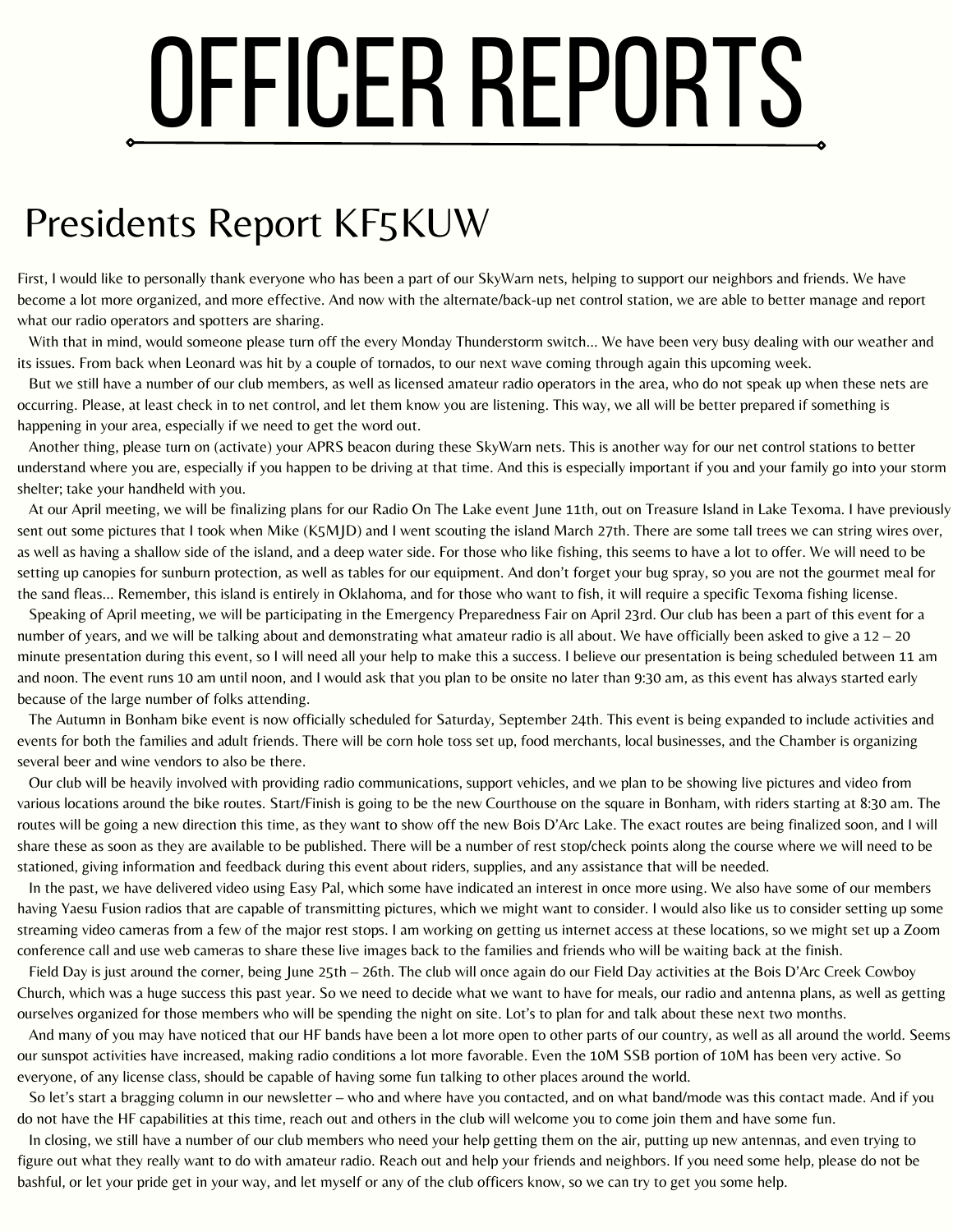# OFFICER REPORTS

## Presidents Report KF5KUW

First, I would like to personally thank everyone who has been a part of our SkyWarn nets, helping to support our neighbors and friends. We have become a lot more organized, and more effective. And now with the alternate/back-up net control station, we are able to better manage and report what our radio operators and spotters are sharing.

With that in mind, would someone please turn off the every Monday Thunderstorm switch... We have been very busy dealing with our weather and its issues. From back when Leonard was hit by a couple of tornados, to our next wave coming through again this upcoming week.

But we still have a number of our club members, as well as licensed amateur radio operators in the area, who do not speak up when these nets are occurring. Please, at least check in to net control, and let them know you are listening. This way, we all will be better prepared if something is happening in your area, especially if we need to get the word out.

Another thing, please turn on (activate) your APRS beacon during these SkyWarn nets. This is another way for our net control stations to better understand where you are, especially if you happen to be driving at that time. And this is especially important if you and your family go into your storm shelter; take your handheld with you.

At our April meeting, we will be finalizing plans for our Radio On The Lake event June 11th, out on Treasure Island in Lake Texoma. I have previously sent out some pictures that I took when Mike (K5MJD) and I went scouting the island March 27th. There are some tall trees we can string wires over, as well as having a shallow side of the island, and a deep water side. For those who like fishing, this seems to have a lot to offer. We will need to be setting up canopies for sunburn protection, as well as tables for our equipment. And don't forget your bug spray, so you are not the gourmet meal for the sand fleas... Remember, this island is entirely in Oklahoma, and for those who want to fish, it will require a specific Texoma fishing license.

Speaking of April meeting, we will be participating in the Emergency Preparedness Fair on April 23rd. Our club has been a part of this event for a number of years, and we will be talking about and demonstrating what amateur radio is all about. We have officially been asked to give a 12 – 20 minute presentation during this event, so I will need all your help to make this a success. I believe our presentation is being scheduled between 11 am and noon. The event runs 10 am until noon, and I would ask that you plan to be onsite no later than 9:30 am, as this event has always started early because of the large number of folks attending.

The Autumn in Bonham bike event is now officially scheduled for Saturday, September 24th. This event is being expanded to include activities and events for both the families and adult friends. There will be corn hole toss set up, food merchants, local businesses, and the Chamber is organizing several beer and wine vendors to also be there.

Our club will be heavily involved with providing radio communications, support vehicles, and we plan to be showing live pictures and video from various locations around the bike routes. Start/Finish is going to be the new Courthouse on the square in Bonham, with riders starting at 8:30 am. The routes will be going a new direction this time, as they want to show off the new Bois D'Arc Lake. The exact routes are being finalized soon, and I will share these as soon as they are available to be published. There will be a number of rest stop/check points along the course where we will need to be stationed, giving information and feedback during this event about riders, supplies, and any assistance that will be needed.

In the past, we have delivered video using Easy Pal, which some have indicated an interest in once more using. We also have some of our members having Yaesu Fusion radios that are capable of transmitting pictures, which we might want to consider. I would also like us to consider setting up some streaming video cameras from a few of the major rest stops. I am working on getting us internet access at these locations, so we might set up a Zoom conference call and use web cameras to share these live images back to the families and friends who will be waiting back at the finish.

Field Day is just around the corner, being June 25th – 26th. The club will once again do our Field Day activities at the Bois D'Arc Creek Cowboy Church, which was a huge success this past year. So we need to decide what we want to have for meals, our radio and antenna plans, as well as getting ourselves organized for those members who will be spending the night on site. Lot's to plan for and talk about these next two months.

And many of you may have noticed that our HF bands have been a lot more open to other parts of our country, as well as all around the world. Seems our sunspot activities have increased, making radio conditions a lot more favorable. Even the 10M SSB portion of 10M has been very active. So everyone, of any license class, should be capable of having some fun talking to other places around the world.

So let's start a bragging column in our newsletter – who and where have you contacted, and on what band/mode was this contact made. And if you do not have the HF capabilities at this time, reach out and others in the club will welcome you to come join them and have some fun.

In closing, we still have a number of our club members who need your help getting them on the air, putting up new antennas, and even trying to figure out what they really want to do with amateur radio. Reach out and help your friends and neighbors. If you need some help, please do not be bashful, or let your pride get in your way, and let myself or any of the club officers know, so we can try to get you some help.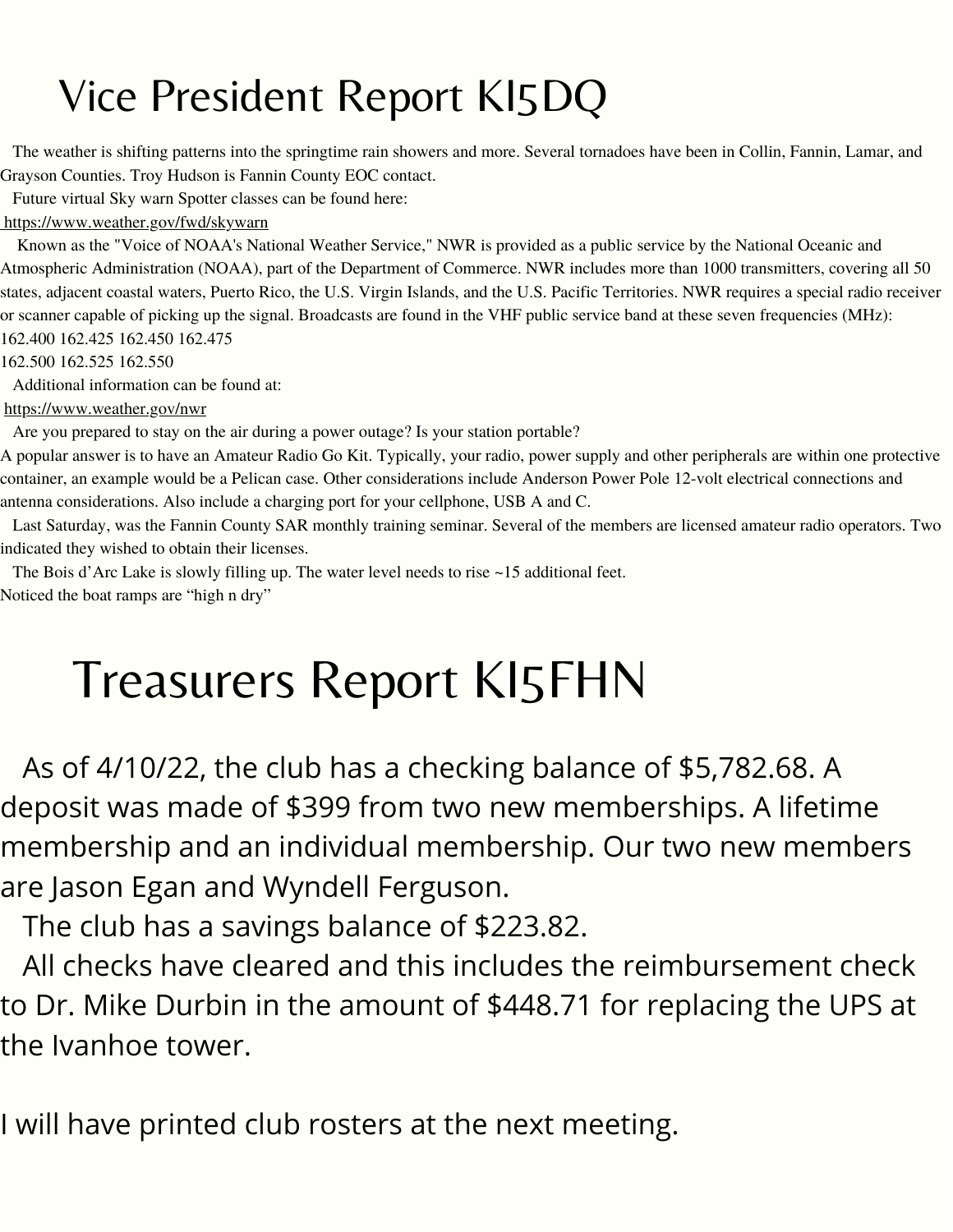# Vice President Report KI5DQ

The weather is shifting patterns into the springtime rain showers and more. Several tornadoes have been in Collin, Fannin, Lamar, and Grayson Counties. Troy Hudson is Fannin County EOC contact.

Future virtual Sky warn Spotter classes can be found here:
https://www.weather.gov/fwd/skywarn

Known as the "Voice of NOAA's National Weather Service," NWR is provided as a public service by the National Oceanic and Atmospheric Administration (NOAA), part of the Department of Commerce. NWR includes more than 1000 transmitters, covering all 50 states, adjacent coastal waters, Puerto Rico, the U.S. Virgin Islands, and the U.S. Pacific Territories. NWR requires a special radio receiver or scanner capable of picking up the signal. Broadcasts are found in the VHF public service band at these seven frequencies (MHz):
162.400 162.425 162.450 162.475
162.500 162.525 162.550

Additional information can be found at:
https://www.weather.gov/nwr

Are you prepared to stay on the air during a power outage? Is your station portable?
A popular answer is to have an Amateur Radio Go Kit. Typically, your radio, power supply and other peripherals are within one protective container, an example would be a Pelican case. Other considerations include Anderson Power Pole 12-volt electrical connections and antenna considerations. Also include a charging port for your cellphone, USB A and C.

Last Saturday, was the Fannin County SAR monthly training seminar. Several of the members are licensed amateur radio operators. Two indicated they wished to obtain their licenses.

The Bois d'Arc Lake is slowly filling up. The water level needs to rise ~15 additional feet.
Noticed the boat ramps are "high n dry"

# Treasurers Report KI5FHN

As of 4/10/22, the club has a checking balance of $5,782.68. A deposit was made of $399 from two new memberships. A lifetime membership and an individual membership. Our two new members are Jason Egan and Wyndell Ferguson.

The club has a savings balance of $223.82.

All checks have cleared and this includes the reimbursement check to Dr. Mike Durbin in the amount of $448.71 for replacing the UPS at the Ivanhoe tower.

I will have printed club rosters at the next meeting.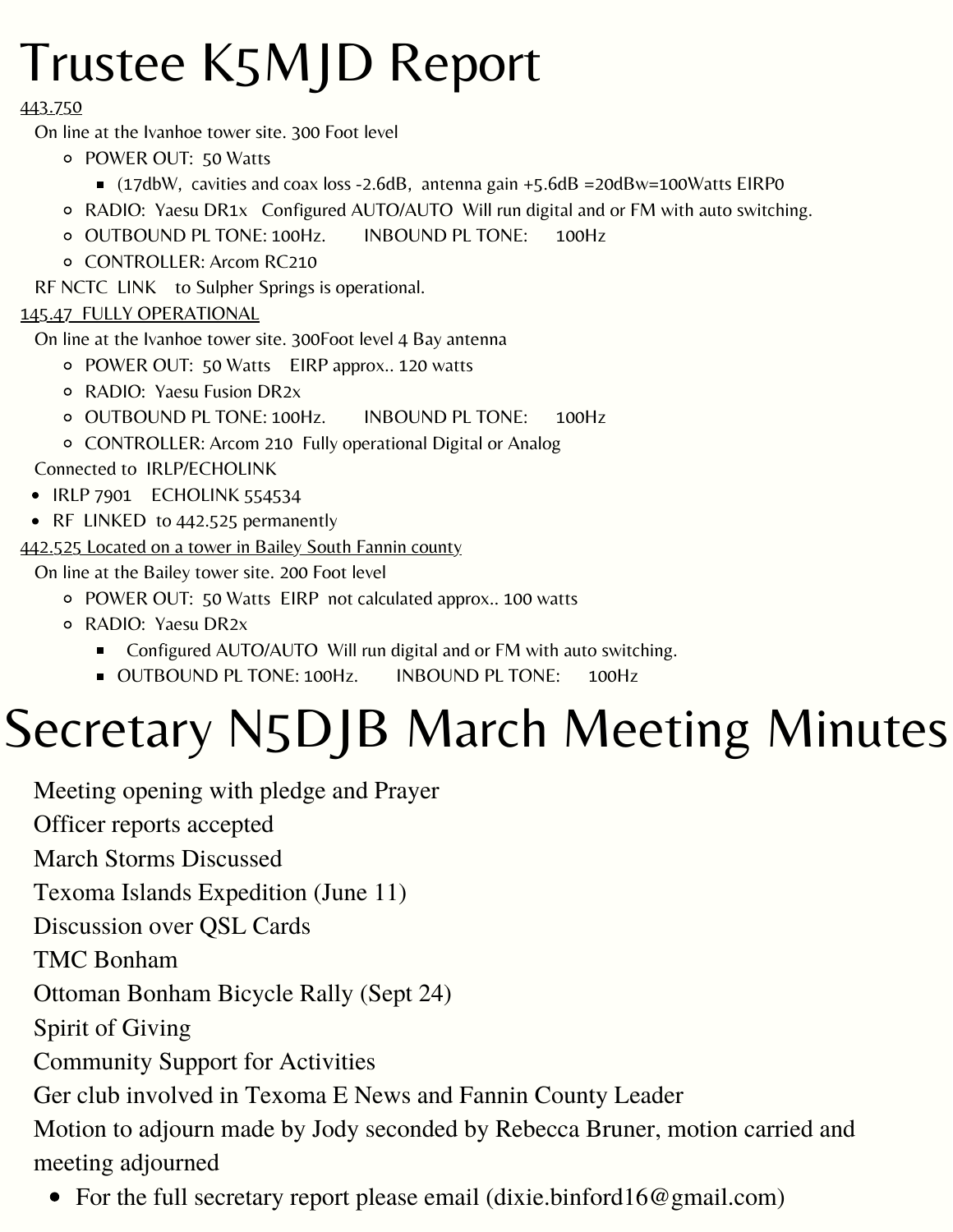# Trustee K5MJD Report

443.750

On line at the Ivanhoe tower site. 300 Foot level

- POWER OUT: 50 Watts
  - (17dbW, cavities and coax loss -2.6dB, antenna gain +5.6dB =20dBw=100Watts EIRP0
- RADIO: Yaesu DR1x Configured AUTO/AUTO Will run digital and or FM with auto switching.
- OUTBOUND PL TONE: 100Hz. INBOUND PL TONE: 100Hz
- CONTROLLER: Arcom RC210

RF NCTC LINK to Sulpher Springs is operational.

145.47 FULLY OPERATIONAL

On line at the Ivanhoe tower site. 300Foot level 4 Bay antenna

- POWER OUT: 50 Watts EIRP approx.. 120 watts
- RADIO: Yaesu Fusion DR2x
- OUTBOUND PL TONE: 100Hz. INBOUND PL TONE: 100Hz
- CONTROLLER: Arcom 210 Fully operational Digital or Analog

Connected to IRLP/ECHOLINK

- IRLP 7901 ECHOLINK 554534
- RF LINKED to 442.525 permanently

442.525 Located on a tower in Bailey South Fannin county

On line at the Bailey tower site. 200 Foot level

- POWER OUT: 50 Watts EIRP not calculated approx.. 100 watts
- RADIO: Yaesu DR2x
  - Configured AUTO/AUTO Will run digital and or FM with auto switching.
  - OUTBOUND PL TONE: 100Hz. INBOUND PL TONE: 100Hz

# Secretary N5DJB March Meeting Minutes

Meeting opening with pledge and Prayer

Officer reports accepted

March Storms Discussed

Texoma Islands Expedition (June 11)

Discussion over QSL Cards

TMC Bonham

Ottoman Bonham Bicycle Rally (Sept 24)

Spirit of Giving

Community Support for Activities

Ger club involved in Texoma E News and Fannin County Leader

Motion to adjourn made by Jody seconded by Rebecca Bruner, motion carried and meeting adjourned

- For the full secretary report please email (dixie.binford16@gmail.com)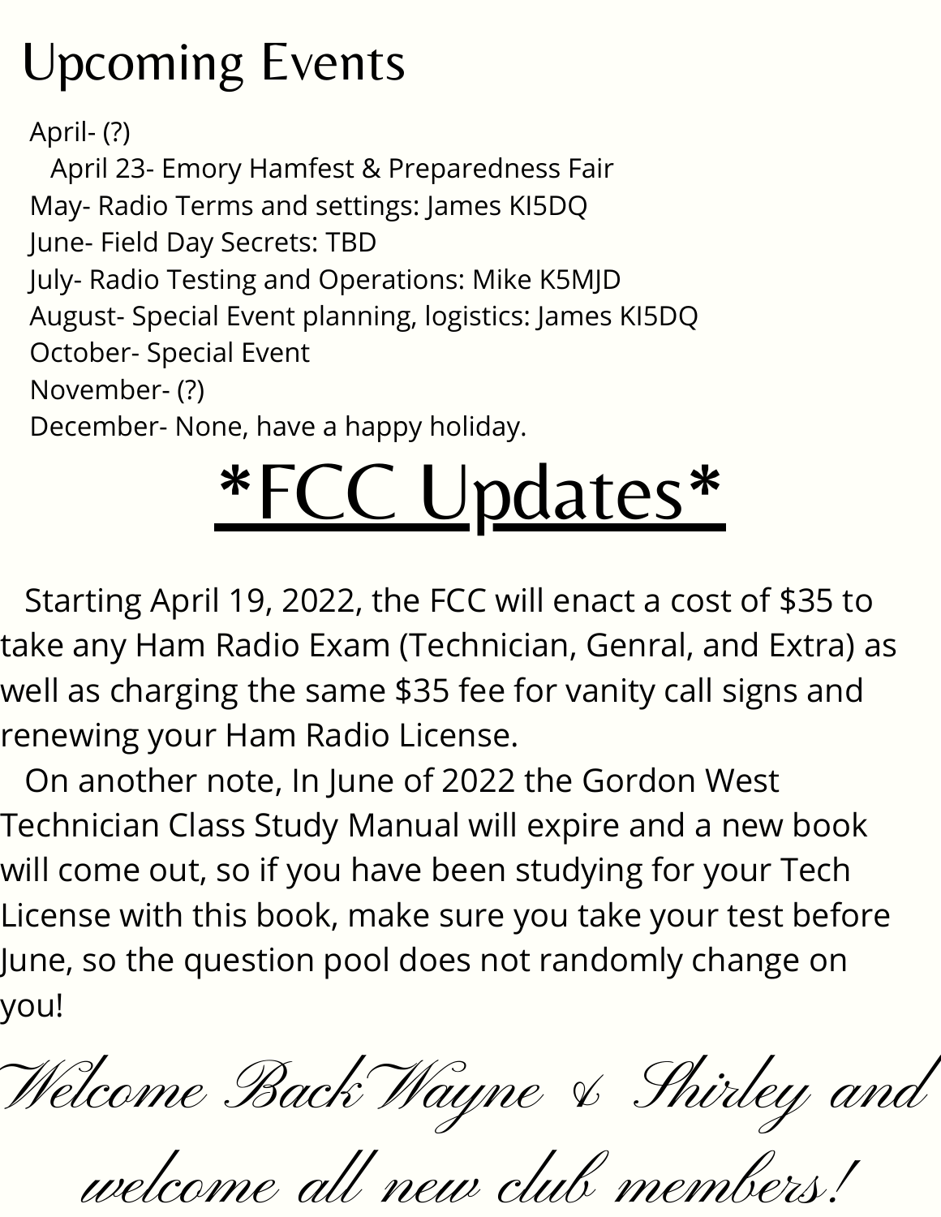# Upcoming Events

- April- (?)
  - April 23- Emory Hamfest & Preparedness Fair
- May- Radio Terms and settings: James KI5DQ
- June- Field Day Secrets: TBD
- July- Radio Testing and Operations: Mike K5MJD
- August- Special Event planning, logistics: James KI5DQ
- October- Special Event
- November- (?)
- December- None, have a happy holiday.

# *FCC Updates*

Starting April 19, 2022, the FCC will enact a cost of $35 to take any Ham Radio Exam (Technician, Genral, and Extra) as well as charging the same $35 fee for vanity call signs and renewing your Ham Radio License.

On another note, In June of 2022 the Gordon West Technician Class Study Manual will expire and a new book will come out, so if you have been studying for your Tech License with this book, make sure you take your test before June, so the question pool does not randomly change on you!

*Welcome BackWayne & Shirley and welcome all new club members!*